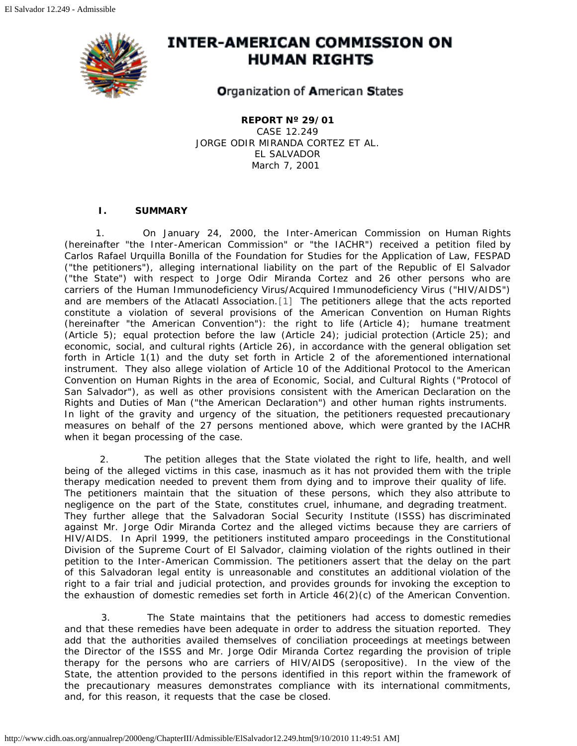# INTER-AMERICAN COMMISSION ON HUMAN RIGHTS

Organization of American States

**REPORT Nº 29/01**
CASE 12.249
JORGE ODIR MIRANDA CORTEZ ET AL.
EL SALVADOR
March 7, 2001

## I. SUMMARY

1. On January 24, 2000, the Inter-American Commission on Human Rights (hereinafter "the Inter-American Commission" or "the IACHR") received a petition filed by Carlos Rafael Urquilla Bonilla of the Foundation for Studies for the Application of Law, FESPAD ("the petitioners"), alleging international liability on the part of the Republic of El Salvador ("the State") with respect to Jorge Odir Miranda Cortez and 26 other persons who are carriers of the Human Immunodeficiency Virus/Acquired Immunodeficiency Virus ("HIV/AIDS") and are members of the Atlacatl Association.[1] The petitioners allege that the acts reported constitute a violation of several provisions of the American Convention on Human Rights (hereinafter "the American Convention"): the right to life (Article 4); humane treatment (Article 5); equal protection before the law (Article 24); judicial protection (Article 25); and economic, social, and cultural rights (Article 26), in accordance with the general obligation set forth in Article 1(1) and the duty set forth in Article 2 of the aforementioned international instrument. They also allege violation of Article 10 of the Additional Protocol to the American Convention on Human Rights in the area of Economic, Social, and Cultural Rights ("Protocol of San Salvador"), as well as other provisions consistent with the American Declaration on the Rights and Duties of Man ("the American Declaration") and other human rights instruments. In light of the gravity and urgency of the situation, the petitioners requested precautionary measures on behalf of the 27 persons mentioned above, which were granted by the IACHR when it began processing of the case.

2. The petition alleges that the State violated the right to life, health, and well being of the alleged victims in this case, inasmuch as it has not provided them with the triple therapy medication needed to prevent them from dying and to improve their quality of life. The petitioners maintain that the situation of these persons, which they also attribute to negligence on the part of the State, constitutes cruel, inhumane, and degrading treatment. They further allege that the Salvadoran Social Security Institute (ISSS) has discriminated against Mr. Jorge Odir Miranda Cortez and the alleged victims because they are carriers of HIV/AIDS. In April 1999, the petitioners instituted amparo proceedings in the Constitutional Division of the Supreme Court of El Salvador, claiming violation of the rights outlined in their petition to the Inter-American Commission. The petitioners assert that the delay on the part of this Salvadoran legal entity is unreasonable and constitutes an additional violation of the right to a fair trial and judicial protection, and provides grounds for invoking the exception to the exhaustion of domestic remedies set forth in Article 46(2)(c) of the American Convention.

3. The State maintains that the petitioners had access to domestic remedies and that these remedies have been adequate in order to address the situation reported. They add that the authorities availed themselves of conciliation proceedings at meetings between the Director of the ISSS and Mr. Jorge Odir Miranda Cortez regarding the provision of triple therapy for the persons who are carriers of HIV/AIDS (seropositive). In the view of the State, the attention provided to the persons identified in this report within the framework of the precautionary measures demonstrates compliance with its international commitments, and, for this reason, it requests that the case be closed.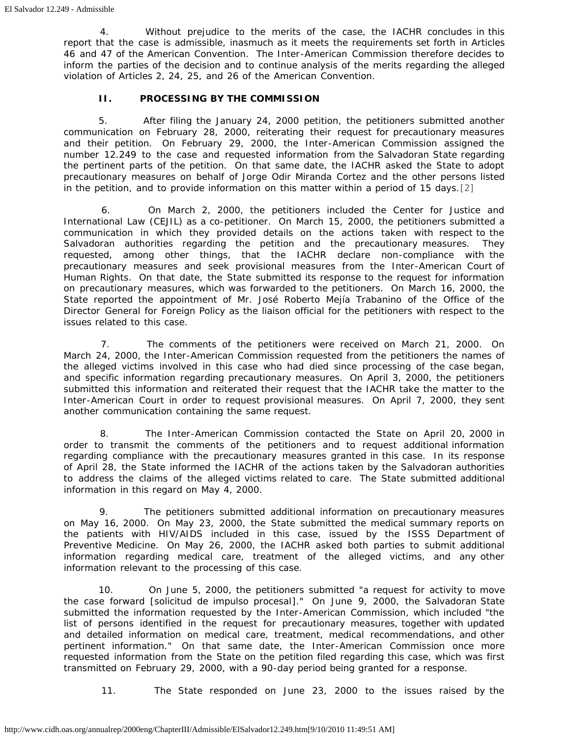4. Without prejudice to the merits of the case, the IACHR concludes in this report that the case is admissible, inasmuch as it meets the requirements set forth in Articles 46 and 47 of the American Convention. The Inter-American Commission therefore decides to inform the parties of the decision and to continue analysis of the merits regarding the alleged violation of Articles 2, 24, 25, and 26 of the American Convention.

## II. PROCESSING BY THE COMMISSION

5. After filing the January 24, 2000 petition, the petitioners submitted another communication on February 28, 2000, reiterating their request for precautionary measures and their petition. On February 29, 2000, the Inter-American Commission assigned the number 12.249 to the case and requested information from the Salvadoran State regarding the pertinent parts of the petition. On that same date, the IACHR asked the State to adopt precautionary measures on behalf of Jorge Odir Miranda Cortez and the other persons listed in the petition, and to provide information on this matter within a period of 15 days.[2]

6. On March 2, 2000, the petitioners included the Center for Justice and International Law (CEJIL) as a co-petitioner. On March 15, 2000, the petitioners submitted a communication in which they provided details on the actions taken with respect to the Salvadoran authorities regarding the petition and the precautionary measures. They requested, among other things, that the IACHR declare non-compliance with the precautionary measures and seek provisional measures from the Inter-American Court of Human Rights. On that date, the State submitted its response to the request for information on precautionary measures, which was forwarded to the petitioners. On March 16, 2000, the State reported the appointment of Mr. José Roberto Mejía Trabanino of the Office of the Director General for Foreign Policy as the liaison official for the petitioners with respect to the issues related to this case.

7. The comments of the petitioners were received on March 21, 2000. On March 24, 2000, the Inter-American Commission requested from the petitioners the names of the alleged victims involved in this case who had died since processing of the case began, and specific information regarding precautionary measures. On April 3, 2000, the petitioners submitted this information and reiterated their request that the IACHR take the matter to the Inter-American Court in order to request provisional measures. On April 7, 2000, they sent another communication containing the same request.

8. The Inter-American Commission contacted the State on April 20, 2000 in order to transmit the comments of the petitioners and to request additional information regarding compliance with the precautionary measures granted in this case. In its response of April 28, the State informed the IACHR of the actions taken by the Salvadoran authorities to address the claims of the alleged victims related to care. The State submitted additional information in this regard on May 4, 2000.

9. The petitioners submitted additional information on precautionary measures on May 16, 2000. On May 23, 2000, the State submitted the medical summary reports on the patients with HIV/AIDS included in this case, issued by the ISSS Department of Preventive Medicine. On May 26, 2000, the IACHR asked both parties to submit additional information regarding medical care, treatment of the alleged victims, and any other information relevant to the processing of this case.

10. On June 5, 2000, the petitioners submitted "a request for activity to move the case forward [solicitud de impulso procesal]." On June 9, 2000, the Salvadoran State submitted the information requested by the Inter-American Commission, which included "the list of persons identified in the request for precautionary measures, together with updated and detailed information on medical care, treatment, medical recommendations, and other pertinent information." On that same date, the Inter-American Commission once more requested information from the State on the petition filed regarding this case, which was first transmitted on February 29, 2000, with a 90-day period being granted for a response.

11. The State responded on June 23, 2000 to the issues raised by the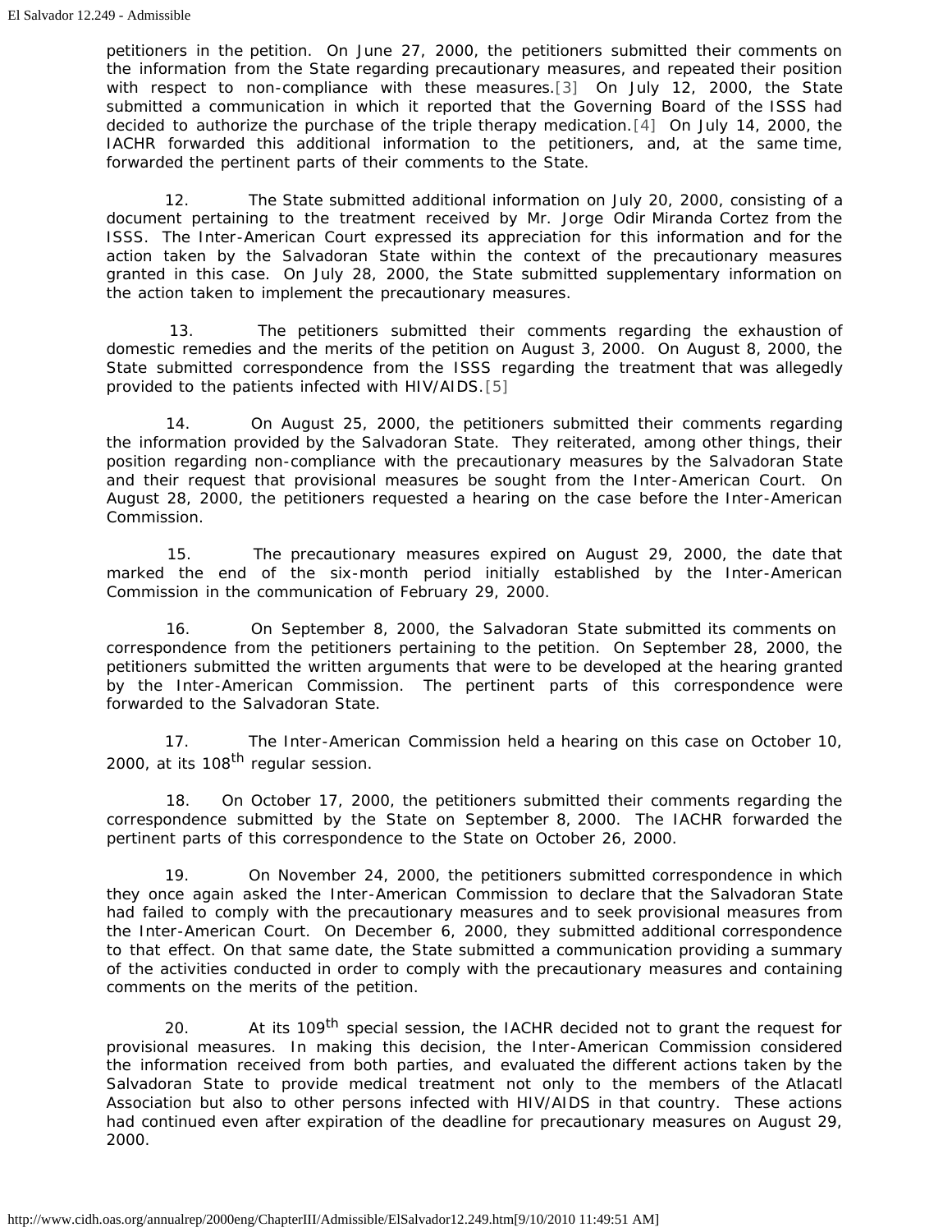petitioners in the petition. On June 27, 2000, the petitioners submitted their comments on the information from the State regarding precautionary measures, and repeated their position with respect to non-compliance with these measures.[3] On July 12, 2000, the State submitted a communication in which it reported that the Governing Board of the ISSS had decided to authorize the purchase of the triple therapy medication.[4] On July 14, 2000, the IACHR forwarded this additional information to the petitioners, and, at the same time, forwarded the pertinent parts of their comments to the State.

12. The State submitted additional information on July 20, 2000, consisting of a document pertaining to the treatment received by Mr. Jorge Odir Miranda Cortez from the ISSS. The Inter-American Court expressed its appreciation for this information and for the action taken by the Salvadoran State within the context of the precautionary measures granted in this case. On July 28, 2000, the State submitted supplementary information on the action taken to implement the precautionary measures.

13. The petitioners submitted their comments regarding the exhaustion of domestic remedies and the merits of the petition on August 3, 2000. On August 8, 2000, the State submitted correspondence from the ISSS regarding the treatment that was allegedly provided to the patients infected with HIV/AIDS.[5]

14. On August 25, 2000, the petitioners submitted their comments regarding the information provided by the Salvadoran State. They reiterated, among other things, their position regarding non-compliance with the precautionary measures by the Salvadoran State and their request that provisional measures be sought from the Inter-American Court. On August 28, 2000, the petitioners requested a hearing on the case before the Inter-American Commission.

15. The precautionary measures expired on August 29, 2000, the date that marked the end of the six-month period initially established by the Inter-American Commission in the communication of February 29, 2000.

16. On September 8, 2000, the Salvadoran State submitted its comments on correspondence from the petitioners pertaining to the petition. On September 28, 2000, the petitioners submitted the written arguments that were to be developed at the hearing granted by the Inter-American Commission. The pertinent parts of this correspondence were forwarded to the Salvadoran State.

17. The Inter-American Commission held a hearing on this case on October 10, 2000, at its 108th regular session.

18. On October 17, 2000, the petitioners submitted their comments regarding the correspondence submitted by the State on September 8, 2000. The IACHR forwarded the pertinent parts of this correspondence to the State on October 26, 2000.

19. On November 24, 2000, the petitioners submitted correspondence in which they once again asked the Inter-American Commission to declare that the Salvadoran State had failed to comply with the precautionary measures and to seek provisional measures from the Inter-American Court. On December 6, 2000, they submitted additional correspondence to that effect. On that same date, the State submitted a communication providing a summary of the activities conducted in order to comply with the precautionary measures and containing comments on the merits of the petition.

20. At its 109th special session, the IACHR decided not to grant the request for provisional measures. In making this decision, the Inter-American Commission considered the information received from both parties, and evaluated the different actions taken by the Salvadoran State to provide medical treatment not only to the members of the Atlacatl Association but also to other persons infected with HIV/AIDS in that country. These actions had continued even after expiration of the deadline for precautionary measures on August 29, 2000.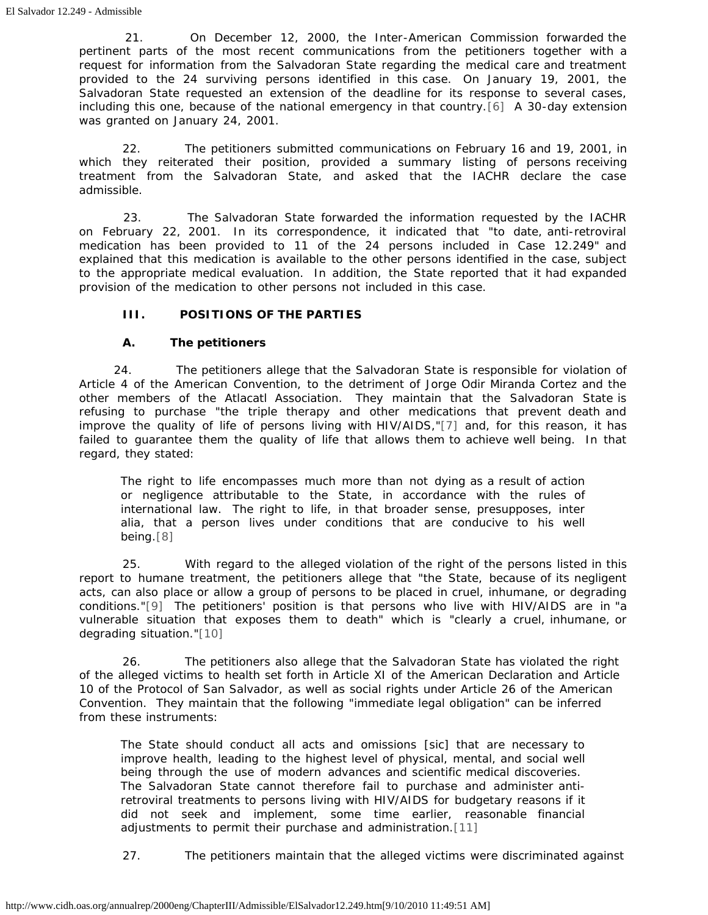21. On December 12, 2000, the Inter-American Commission forwarded the pertinent parts of the most recent communications from the petitioners together with a request for information from the Salvadoran State regarding the medical care and treatment provided to the 24 surviving persons identified in this case. On January 19, 2001, the Salvadoran State requested an extension of the deadline for its response to several cases, including this one, because of the national emergency in that country.[6] A 30-day extension was granted on January 24, 2001.

22. The petitioners submitted communications on February 16 and 19, 2001, in which they reiterated their position, provided a summary listing of persons receiving treatment from the Salvadoran State, and asked that the IACHR declare the case admissible.

23. The Salvadoran State forwarded the information requested by the IACHR on February 22, 2001. In its correspondence, it indicated that "to date, anti-retroviral medication has been provided to 11 of the 24 persons included in Case 12.249" and explained that this medication is available to the other persons identified in the case, subject to the appropriate medical evaluation. In addition, the State reported that it had expanded provision of the medication to other persons not included in this case.

### III. POSITIONS OF THE PARTIES

#### A. The petitioners

24. The petitioners allege that the Salvadoran State is responsible for violation of Article 4 of the American Convention, to the detriment of Jorge Odir Miranda Cortez and the other members of the Atlacatl Association. They maintain that the Salvadoran State is refusing to purchase "the triple therapy and other medications that prevent death and improve the quality of life of persons living with HIV/AIDS,"[7] and, for this reason, it has failed to guarantee them the quality of life that allows them to achieve well being. In that regard, they stated:

> The right to life encompasses much more than not dying as a result of action or negligence attributable to the State, in accordance with the rules of international law. The right to life, in that broader sense, presupposes, inter alia, that a person lives under conditions that are conducive to his well being.[8]

25. With regard to the alleged violation of the right of the persons listed in this report to humane treatment, the petitioners allege that "the State, because of its negligent acts, can also place or allow a group of persons to be placed in cruel, inhumane, or degrading conditions."[9] The petitioners' position is that persons who live with HIV/AIDS are in "a vulnerable situation that exposes them to death" which is "clearly a cruel, inhumane, or degrading situation."[10]

26. The petitioners also allege that the Salvadoran State has violated the right of the alleged victims to health set forth in Article XI of the American Declaration and Article 10 of the Protocol of San Salvador, as well as social rights under Article 26 of the American Convention. They maintain that the following "immediate legal obligation" can be inferred from these instruments:

> The State should conduct all acts and omissions [sic] that are necessary to improve health, leading to the highest level of physical, mental, and social well being through the use of modern advances and scientific medical discoveries. The Salvadoran State cannot therefore fail to purchase and administer anti-retroviral treatments to persons living with HIV/AIDS for budgetary reasons if it did not seek and implement, some time earlier, reasonable financial adjustments to permit their purchase and administration.[11]

27. The petitioners maintain that the alleged victims were discriminated against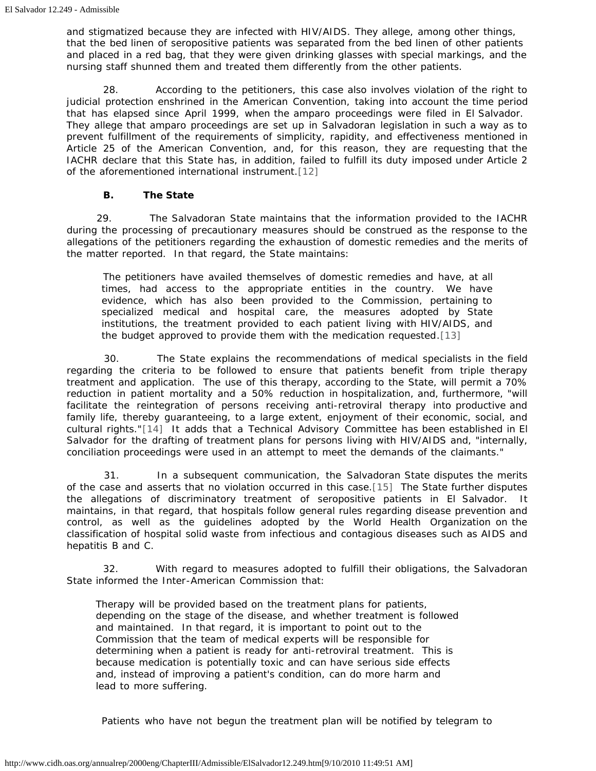and stigmatized because they are infected with HIV/AIDS. They allege, among other things, that the bed linen of seropositive patients was separated from the bed linen of other patients and placed in a red bag, that they were given drinking glasses with special markings, and the nursing staff shunned them and treated them differently from the other patients.

28. According to the petitioners, this case also involves violation of the right to judicial protection enshrined in the American Convention, taking into account the time period that has elapsed since April 1999, when the amparo proceedings were filed in El Salvador. They allege that amparo proceedings are set up in Salvadoran legislation in such a way as to prevent fulfillment of the requirements of simplicity, rapidity, and effectiveness mentioned in Article 25 of the American Convention, and, for this reason, they are requesting that the IACHR declare that this State has, in addition, failed to fulfill its duty imposed under Article 2 of the aforementioned international instrument.[12]

### B. The State

29. The Salvadoran State maintains that the information provided to the IACHR during the processing of precautionary measures should be construed as the response to the allegations of the petitioners regarding the exhaustion of domestic remedies and the merits of the matter reported. In that regard, the State maintains:

> The petitioners have availed themselves of domestic remedies and have, at all times, had access to the appropriate entities in the country. We have evidence, which has also been provided to the Commission, pertaining to specialized medical and hospital care, the measures adopted by State institutions, the treatment provided to each patient living with HIV/AIDS, and the budget approved to provide them with the medication requested.[13]

30. The State explains the recommendations of medical specialists in the field regarding the criteria to be followed to ensure that patients benefit from triple therapy treatment and application. The use of this therapy, according to the State, will permit a 70% reduction in patient mortality and a 50% reduction in hospitalization, and, furthermore, "will facilitate the reintegration of persons receiving anti-retroviral therapy into productive and family life, thereby guaranteeing, to a large extent, enjoyment of their economic, social, and cultural rights."[14] It adds that a Technical Advisory Committee has been established in El Salvador for the drafting of treatment plans for persons living with HIV/AIDS and, "internally, conciliation proceedings were used in an attempt to meet the demands of the claimants."

31. In a subsequent communication, the Salvadoran State disputes the merits of the case and asserts that no violation occurred in this case.[15] The State further disputes the allegations of discriminatory treatment of seropositive patients in El Salvador. It maintains, in that regard, that hospitals follow general rules regarding disease prevention and control, as well as the guidelines adopted by the World Health Organization on the classification of hospital solid waste from infectious and contagious diseases such as AIDS and hepatitis B and C.

32. With regard to measures adopted to fulfill their obligations, the Salvadoran State informed the Inter-American Commission that:

> Therapy will be provided based on the treatment plans for patients, depending on the stage of the disease, and whether treatment is followed and maintained. In that regard, it is important to point out to the Commission that the team of medical experts will be responsible for determining when a patient is ready for anti-retroviral treatment. This is because medication is potentially toxic and can have serious side effects and, instead of improving a patient's condition, can do more harm and lead to more suffering.
>
> Patients who have not begun the treatment plan will be notified by telegram to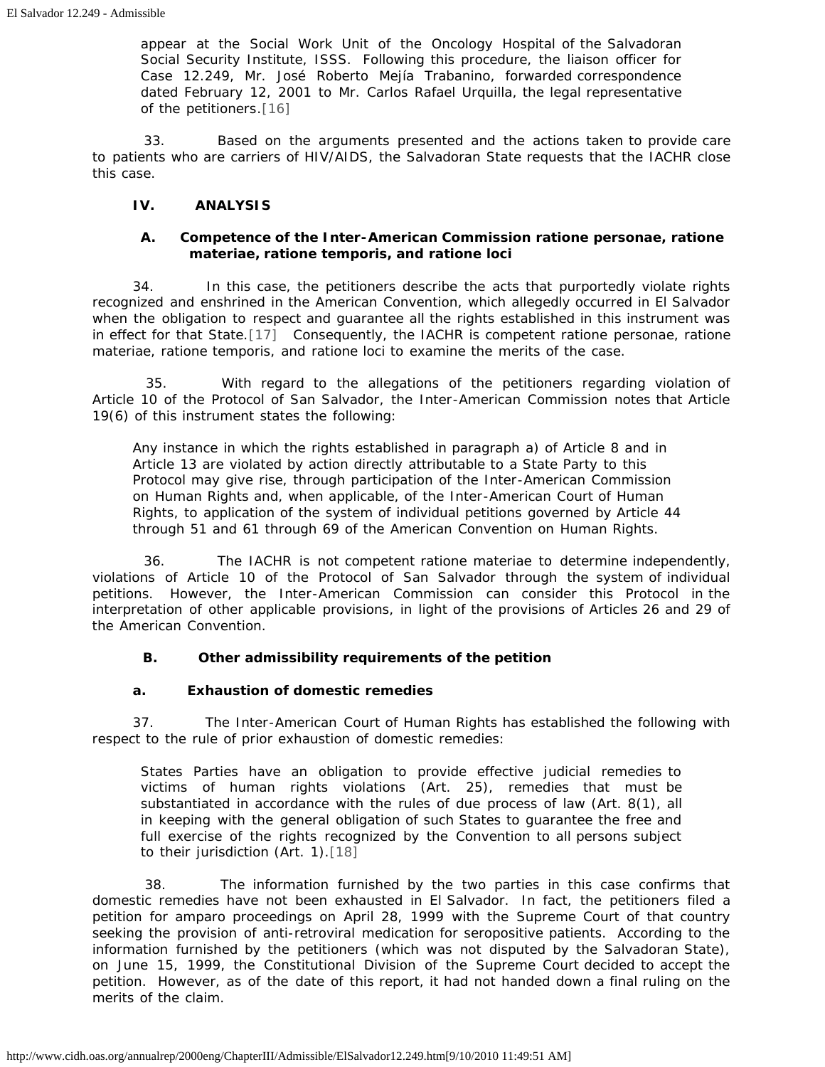appear at the Social Work Unit of the Oncology Hospital of the Salvadoran Social Security Institute, ISSS. Following this procedure, the liaison officer for Case 12.249, Mr. José Roberto Mejía Trabanino, forwarded correspondence dated February 12, 2001 to Mr. Carlos Rafael Urquilla, the legal representative of the petitioners.[16]

33. Based on the arguments presented and the actions taken to provide care to patients who are carriers of HIV/AIDS, the Salvadoran State requests that the IACHR close this case.

## IV. ANALYSIS

### A. Competence of the Inter-American Commission *ratione personae, ratione materiae, ratione temporis*, and *ratione loci*

34. In this case, the petitioners describe the acts that purportedly violate rights recognized and enshrined in the American Convention, which allegedly occurred in El Salvador when the obligation to respect and guarantee all the rights established in this instrument was in effect for that State.[17] Consequently, the IACHR is competent *ratione personae, ratione materiae, ratione temporis*, and *ratione loci* to examine the merits of the case.

35. With regard to the allegations of the petitioners regarding violation of Article 10 of the Protocol of San Salvador, the Inter-American Commission notes that Article 19(6) of this instrument states the following:

> Any instance in which the rights established in paragraph a) of Article 8 and in Article 13 are violated by action directly attributable to a State Party to this Protocol may give rise, through participation of the Inter-American Commission on Human Rights and, when applicable, of the Inter-American Court of Human Rights, to application of the system of individual petitions governed by Article 44 through 51 and 61 through 69 of the American Convention on Human Rights.

36. The IACHR is not competent *ratione materiae* to determine independently, violations of Article 10 of the Protocol of San Salvador through the system of individual petitions. However, the Inter-American Commission can consider this Protocol in the interpretation of other applicable provisions, in light of the provisions of Articles 26 and 29 of the American Convention.

### B. Other admissibility requirements of the petition

#### a. Exhaustion of domestic remedies

37. The Inter-American Court of Human Rights has established the following with respect to the rule of prior exhaustion of domestic remedies:

> States Parties have an obligation to provide effective judicial remedies to victims of human rights violations (Art. 25), remedies that must be substantiated in accordance with the rules of due process of law (Art. 8(1), all in keeping with the general obligation of such States to guarantee the free and full exercise of the rights recognized by the Convention to all persons subject to their jurisdiction (Art. 1).[18]

38. The information furnished by the two parties in this case confirms that domestic remedies have not been exhausted in El Salvador. In fact, the petitioners filed a petition for amparo proceedings on April 28, 1999 with the Supreme Court of that country seeking the provision of anti-retroviral medication for seropositive patients. According to the information furnished by the petitioners (which was not disputed by the Salvadoran State), on June 15, 1999, the Constitutional Division of the Supreme Court decided to accept the petition. However, as of the date of this report, it had not handed down a final ruling on the merits of the claim.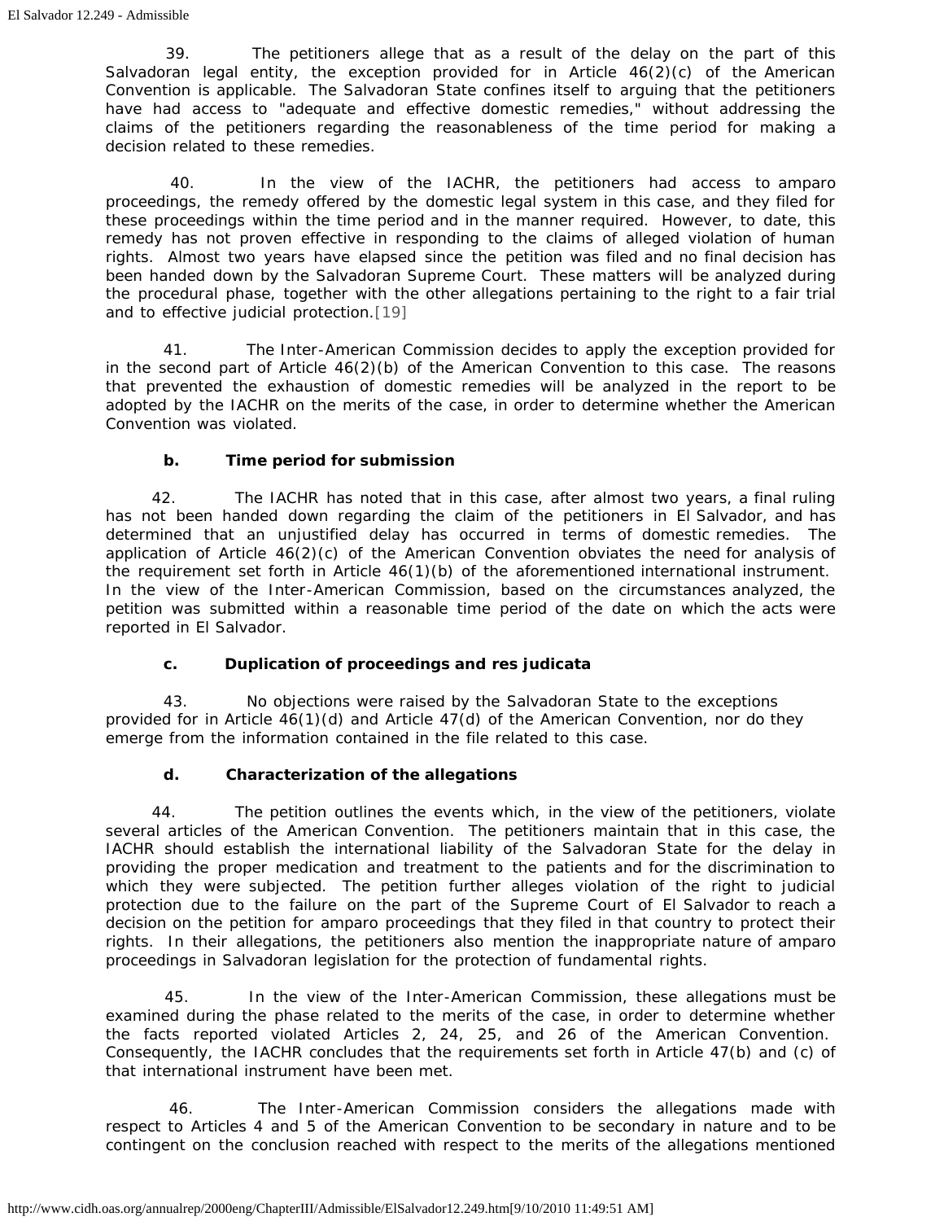39. The petitioners allege that as a result of the delay on the part of this Salvadoran legal entity, the exception provided for in Article 46(2)(c) of the American Convention is applicable. The Salvadoran State confines itself to arguing that the petitioners have had access to "adequate and effective domestic remedies," without addressing the claims of the petitioners regarding the reasonableness of the time period for making a decision related to these remedies.

40. In the view of the IACHR, the petitioners had access to amparo proceedings, the remedy offered by the domestic legal system in this case, and they filed for these proceedings within the time period and in the manner required. However, to date, this remedy has not proven effective in responding to the claims of alleged violation of human rights. Almost two years have elapsed since the petition was filed and no final decision has been handed down by the Salvadoran Supreme Court. These matters will be analyzed during the procedural phase, together with the other allegations pertaining to the right to a fair trial and to effective judicial protection.[19]

41. The Inter-American Commission decides to apply the exception provided for in the second part of Article 46(2)(b) of the American Convention to this case. The reasons that prevented the exhaustion of domestic remedies will be analyzed in the report to be adopted by the IACHR on the merits of the case, in order to determine whether the American Convention was violated.

**b. Time period for submission**

42. The IACHR has noted that in this case, after almost two years, a final ruling has not been handed down regarding the claim of the petitioners in El Salvador, and has determined that an unjustified delay has occurred in terms of domestic remedies. The application of Article 46(2)(c) of the American Convention obviates the need for analysis of the requirement set forth in Article 46(1)(b) of the aforementioned international instrument. In the view of the Inter-American Commission, based on the circumstances analyzed, the petition was submitted within a reasonable time period of the date on which the acts were reported in El Salvador.

**c. Duplication of proceedings and res judicata**

43. No objections were raised by the Salvadoran State to the exceptions provided for in Article 46(1)(d) and Article 47(d) of the American Convention, nor do they emerge from the information contained in the file related to this case.

**d. Characterization of the allegations**

44. The petition outlines the events which, in the view of the petitioners, violate several articles of the American Convention. The petitioners maintain that in this case, the IACHR should establish the international liability of the Salvadoran State for the delay in providing the proper medication and treatment to the patients and for the discrimination to which they were subjected. The petition further alleges violation of the right to judicial protection due to the failure on the part of the Supreme Court of El Salvador to reach a decision on the petition for amparo proceedings that they filed in that country to protect their rights. In their allegations, the petitioners also mention the inappropriate nature of amparo proceedings in Salvadoran legislation for the protection of fundamental rights.

45. In the view of the Inter-American Commission, these allegations must be examined during the phase related to the merits of the case, in order to determine whether the facts reported violated Articles 2, 24, 25, and 26 of the American Convention. Consequently, the IACHR concludes that the requirements set forth in Article 47(b) and (c) of that international instrument have been met.

46. The Inter-American Commission considers the allegations made with respect to Articles 4 and 5 of the American Convention to be secondary in nature and to be contingent on the conclusion reached with respect to the merits of the allegations mentioned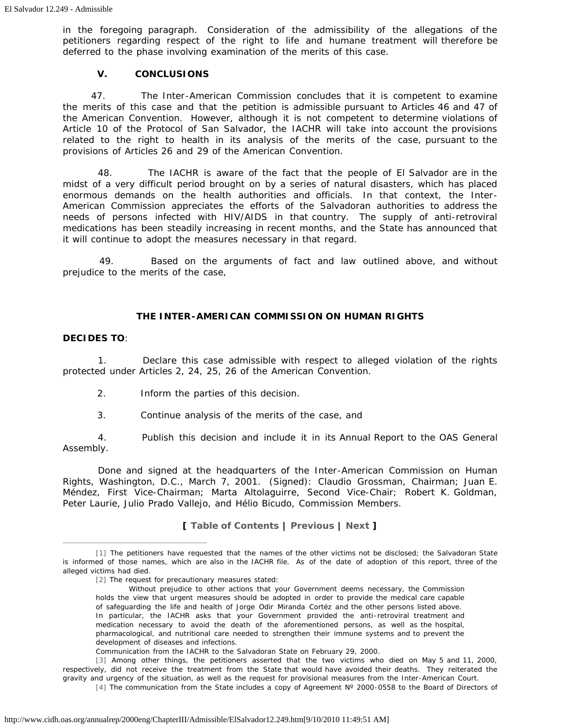in the foregoing paragraph. Consideration of the admissibility of the allegations of the petitioners regarding respect of the right to life and humane treatment will therefore be deferred to the phase involving examination of the merits of this case.

## V. CONCLUSIONS

47. The Inter-American Commission concludes that it is competent to examine the merits of this case and that the petition is admissible pursuant to Articles 46 and 47 of the American Convention. However, although it is not competent to determine violations of Article 10 of the Protocol of San Salvador, the IACHR will take into account the provisions related to the right to health in its analysis of the merits of the case, pursuant to the provisions of Articles 26 and 29 of the American Convention.

48. The IACHR is aware of the fact that the people of El Salvador are in the midst of a very difficult period brought on by a series of natural disasters, which has placed enormous demands on the health authorities and officials. In that context, the Inter-American Commission appreciates the efforts of the Salvadoran authorities to address the needs of persons infected with HIV/AIDS in that country. The supply of anti-retroviral medications has been steadily increasing in recent months, and the State has announced that it will continue to adopt the measures necessary in that regard.

49. Based on the arguments of fact and law outlined above, and without prejudice to the merits of the case,

**THE INTER-AMERICAN COMMISSION ON HUMAN RIGHTS**

**DECIDES TO**:

1. Declare this case admissible with respect to alleged violation of the rights protected under Articles 2, 24, 25, 26 of the American Convention.

2. Inform the parties of this decision.

3. Continue analysis of the merits of the case, and

4. Publish this decision and include it in its Annual Report to the OAS General Assembly.

Done and signed at the headquarters of the Inter-American Commission on Human Rights, Washington, D.C., March 7, 2001. (Signed): Claudio Grossman, Chairman; Juan E. Méndez, First Vice-Chairman; Marta Altolaguirre, Second Vice-Chair; Robert K. Goldman, Peter Laurie, Julio Prado Vallejo, and Hélio Bicudo, Commission Members.

**[ Table of Contents | Previous | Next ]**

---

[1] The petitioners have requested that the names of the other victims not be disclosed; the Salvadoran State is informed of those names, which are also in the IACHR file. As of the date of adoption of this report, three of the alleged victims had died.

[2] The request for precautionary measures stated:

> Without prejudice to other actions that your Government deems necessary, the Commission holds the view that urgent measures should be adopted in order to provide the medical care capable of safeguarding the life and health of Jorge Odir Miranda Cortéz and the other persons listed above. In particular, the IACHR asks that your Government provided the anti-retroviral treatment and medication necessary to avoid the death of the aforementioned persons, as well as the hospital, pharmacological, and nutritional care needed to strengthen their immune systems and to prevent the development of diseases and infections.
>
> Communication from the IACHR to the Salvadoran State on February 29, 2000.

[3] Among other things, the petitioners asserted that the two victims who died on May 5 and 11, 2000, respectively, did not receive the treatment from the State that would have avoided their deaths. They reiterated the gravity and urgency of the situation, as well as the request for provisional measures from the Inter-American Court.

[4] The communication from the State includes a copy of Agreement Nº 2000-0558 to the Board of Directors of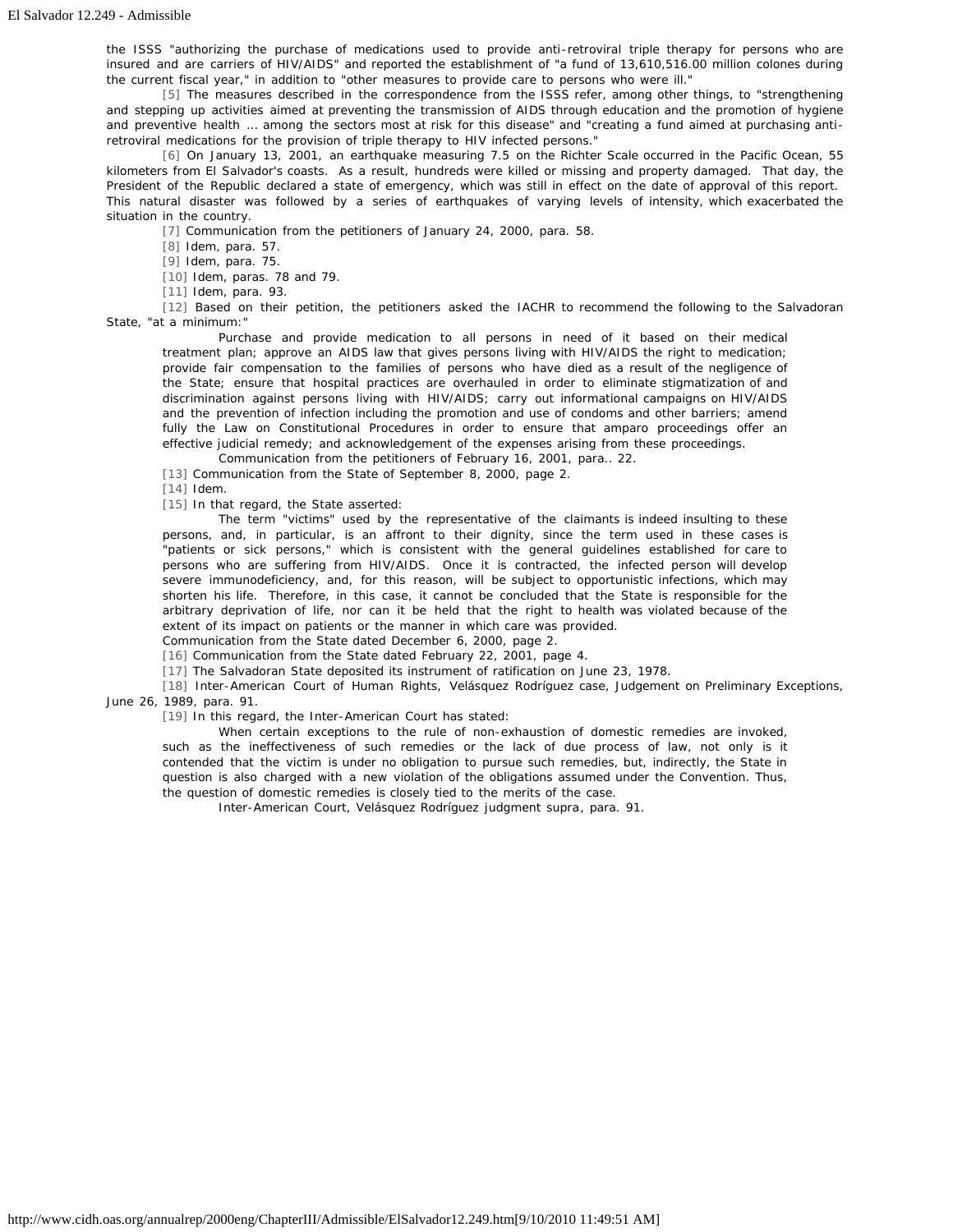the ISSS "authorizing the purchase of medications used to provide anti-retroviral triple therapy for persons who are insured and are carriers of HIV/AIDS" and reported the establishment of "a fund of 13,610,516.00 million colones during the current fiscal year," in addition to "other measures to provide care to persons who were ill."

[5] The measures described in the correspondence from the ISSS refer, among other things, to "strengthening and stepping up activities aimed at preventing the transmission of AIDS through education and the promotion of hygiene and preventive health ... among the sectors most at risk for this disease" and "creating a fund aimed at purchasing anti-retroviral medications for the provision of triple therapy to HIV infected persons."

[6] On January 13, 2001, an earthquake measuring 7.5 on the Richter Scale occurred in the Pacific Ocean, 55 kilometers from El Salvador's coasts. As a result, hundreds were killed or missing and property damaged. That day, the President of the Republic declared a state of emergency, which was still in effect on the date of approval of this report. This natural disaster was followed by a series of earthquakes of varying levels of intensity, which exacerbated the situation in the country.

[7] Communication from the petitioners of January 24, 2000, para. 58.

[8] Idem, para. 57.

[9] Idem, para. 75.

[10] Idem, paras. 78 and 79.

[11] Idem, para. 93.

[12] Based on their petition, the petitioners asked the IACHR to recommend the following to the Salvadoran State, "at a minimum:"

> Purchase and provide medication to all persons in need of it based on their medical treatment plan; approve an AIDS law that gives persons living with HIV/AIDS the right to medication; provide fair compensation to the families of persons who have died as a result of the negligence of the State; ensure that hospital practices are overhauled in order to eliminate stigmatization of and discrimination against persons living with HIV/AIDS; carry out informational campaigns on HIV/AIDS and the prevention of infection including the promotion and use of condoms and other barriers; amend fully the Law on Constitutional Procedures in order to ensure that amparo proceedings offer an effective judicial remedy; and acknowledgement of the expenses arising from these proceedings.
>
> Communication from the petitioners of February 16, 2001, para.. 22.

[13] Communication from the State of September 8, 2000, page 2.

[14] Idem.

[15] In that regard, the State asserted:

> The term "victims" used by the representative of the claimants is indeed insulting to these persons, and, in particular, is an affront to their dignity, since the term used in these cases is "patients or sick persons," which is consistent with the general guidelines established for care to persons who are suffering from HIV/AIDS. Once it is contracted, the infected person will develop severe immunodeficiency, and, for this reason, will be subject to opportunistic infections, which may shorten his life. Therefore, in this case, it cannot be concluded that the State is responsible for the arbitrary deprivation of life, nor can it be held that the right to health was violated because of the extent of its impact on patients or the manner in which care was provided.
>
> Communication from the State dated December 6, 2000, page 2.

[16] Communication from the State dated February 22, 2001, page 4.

[17] The Salvadoran State deposited its instrument of ratification on June 23, 1978.

[18] Inter-American Court of Human Rights, Velásquez Rodríguez case, Judgement on Preliminary Exceptions, June 26, 1989, para. 91.

[19] In this regard, the Inter-American Court has stated:

> When certain exceptions to the rule of non-exhaustion of domestic remedies are invoked, such as the ineffectiveness of such remedies or the lack of due process of law, not only is it contended that the victim is under no obligation to pursue such remedies, but, indirectly, the State in question is also charged with a new violation of the obligations assumed under the Convention. Thus, the question of domestic remedies is closely tied to the merits of the case.
>
> Inter-American Court, Velásquez Rodríguez judgment *supra*, para. 91.